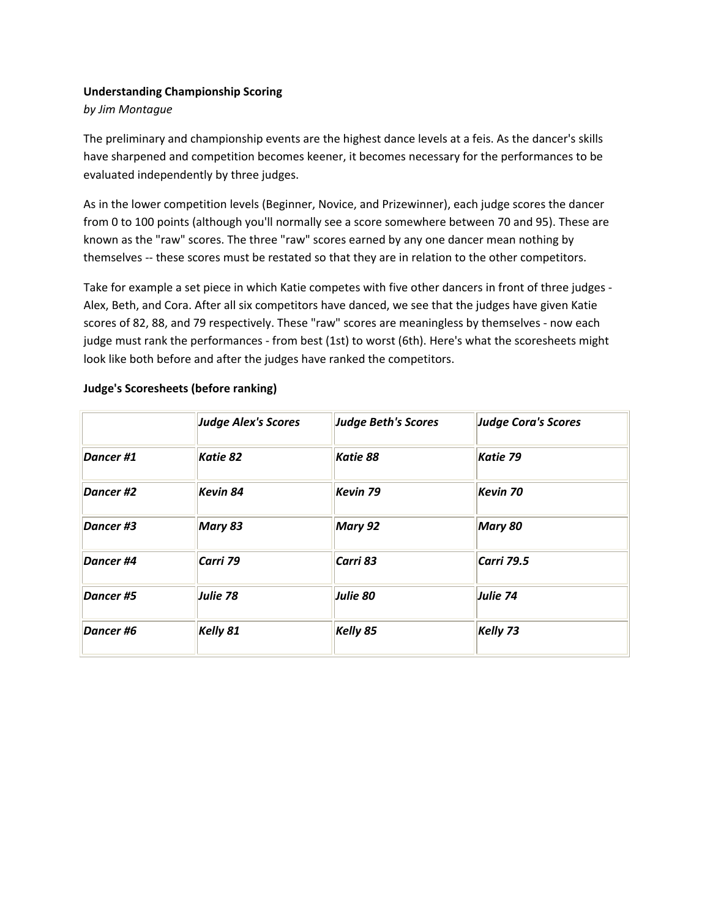**Understanding Championship Scoring**

*by Jim Montague*

The preliminary and championship events are the highest dance levels at a feis. As the dancer's skills have sharpened and competition becomes keener, it becomes necessary for the performances to be evaluated independently by three judges.

As in the lower competition levels (Beginner, Novice, and Prizewinner), each judge scores the dancer from 0 to 100 points (although you'll normally see a score somewhere between 70 and 95). These are known as the "raw" scores. The three "raw" scores earned by any one dancer mean nothing by themselves -- these scores must be restated so that they are in relation to the other competitors.

Take for example a set piece in which Katie competes with five other dancers in front of three judges - Alex, Beth, and Cora. After all six competitors have danced, we see that the judges have given Katie scores of 82, 88, and 79 respectively. These "raw" scores are meaningless by themselves - now each judge must rank the performances - from best (1st) to worst (6th). Here's what the scoresheets might look like both before and after the judges have ranked the competitors.

**Judge's Scoresheets (before ranking)**

| | ***Judge Alex's Scores*** | ***Judge Beth's Scores*** | ***Judge Cora's Scores*** |
|---|---|---|---|
| ***Dancer #1*** | ***Katie 82*** | ***Katie 88*** | ***Katie 79*** |
| ***Dancer #2*** | ***Kevin 84*** | ***Kevin 79*** | ***Kevin 70*** |
| ***Dancer #3*** | ***Mary 83*** | ***Mary 92*** | ***Mary 80*** |
| ***Dancer #4*** | ***Carri 79*** | ***Carri 83*** | ***Carri 79.5*** |
| ***Dancer #5*** | ***Julie 78*** | ***Julie 80*** | ***Julie 74*** |
| ***Dancer #6*** | ***Kelly 81*** | ***Kelly 85*** | ***Kelly 73*** |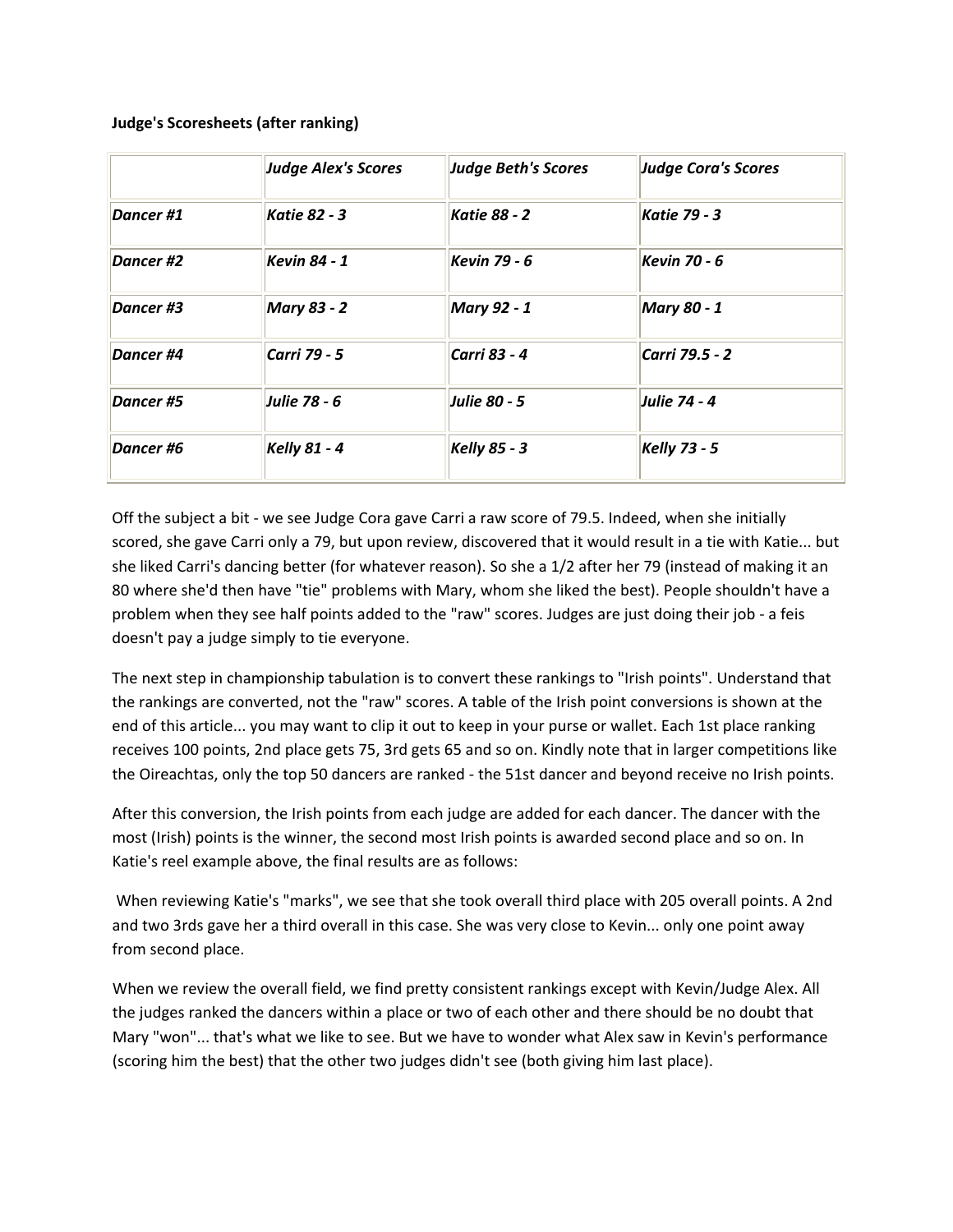**Judge's Scoresheets (after ranking)**

| | ***Judge Alex's Scores*** | ***Judge Beth's Scores*** | ***Judge Cora's Scores*** |
|---|---|---|---|
| ***Dancer #1*** | ***Katie 82 - 3*** | ***Katie 88 - 2*** | ***Katie 79 - 3*** |
| ***Dancer #2*** | ***Kevin 84 - 1*** | ***Kevin 79 - 6*** | ***Kevin 70 - 6*** |
| ***Dancer #3*** | ***Mary 83 - 2*** | ***Mary 92 - 1*** | ***Mary 80 - 1*** |
| ***Dancer #4*** | ***Carri 79 - 5*** | ***Carri 83 - 4*** | ***Carri 79.5 - 2*** |
| ***Dancer #5*** | ***Julie 78 - 6*** | ***Julie 80 - 5*** | ***Julie 74 - 4*** |
| ***Dancer #6*** | ***Kelly 81 - 4*** | ***Kelly 85 - 3*** | ***Kelly 73 - 5*** |

Off the subject a bit - we see Judge Cora gave Carri a raw score of 79.5. Indeed, when she initially scored, she gave Carri only a 79, but upon review, discovered that it would result in a tie with Katie... but she liked Carri's dancing better (for whatever reason). So she a 1/2 after her 79 (instead of making it an 80 where she'd then have "tie" problems with Mary, whom she liked the best). People shouldn't have a problem when they see half points added to the "raw" scores. Judges are just doing their job - a feis doesn't pay a judge simply to tie everyone.

The next step in championship tabulation is to convert these rankings to "Irish points". Understand that the rankings are converted, not the "raw" scores. A table of the Irish point conversions is shown at the end of this article... you may want to clip it out to keep in your purse or wallet. Each 1st place ranking receives 100 points, 2nd place gets 75, 3rd gets 65 and so on. Kindly note that in larger competitions like the Oireachtas, only the top 50 dancers are ranked - the 51st dancer and beyond receive no Irish points.

After this conversion, the Irish points from each judge are added for each dancer. The dancer with the most (Irish) points is the winner, the second most Irish points is awarded second place and so on. In Katie's reel example above, the final results are as follows:

When reviewing Katie's "marks", we see that she took overall third place with 205 overall points. A 2nd and two 3rds gave her a third overall in this case. She was very close to Kevin... only one point away from second place.

When we review the overall field, we find pretty consistent rankings except with Kevin/Judge Alex. All the judges ranked the dancers within a place or two of each other and there should be no doubt that Mary "won"... that's what we like to see. But we have to wonder what Alex saw in Kevin's performance (scoring him the best) that the other two judges didn't see (both giving him last place).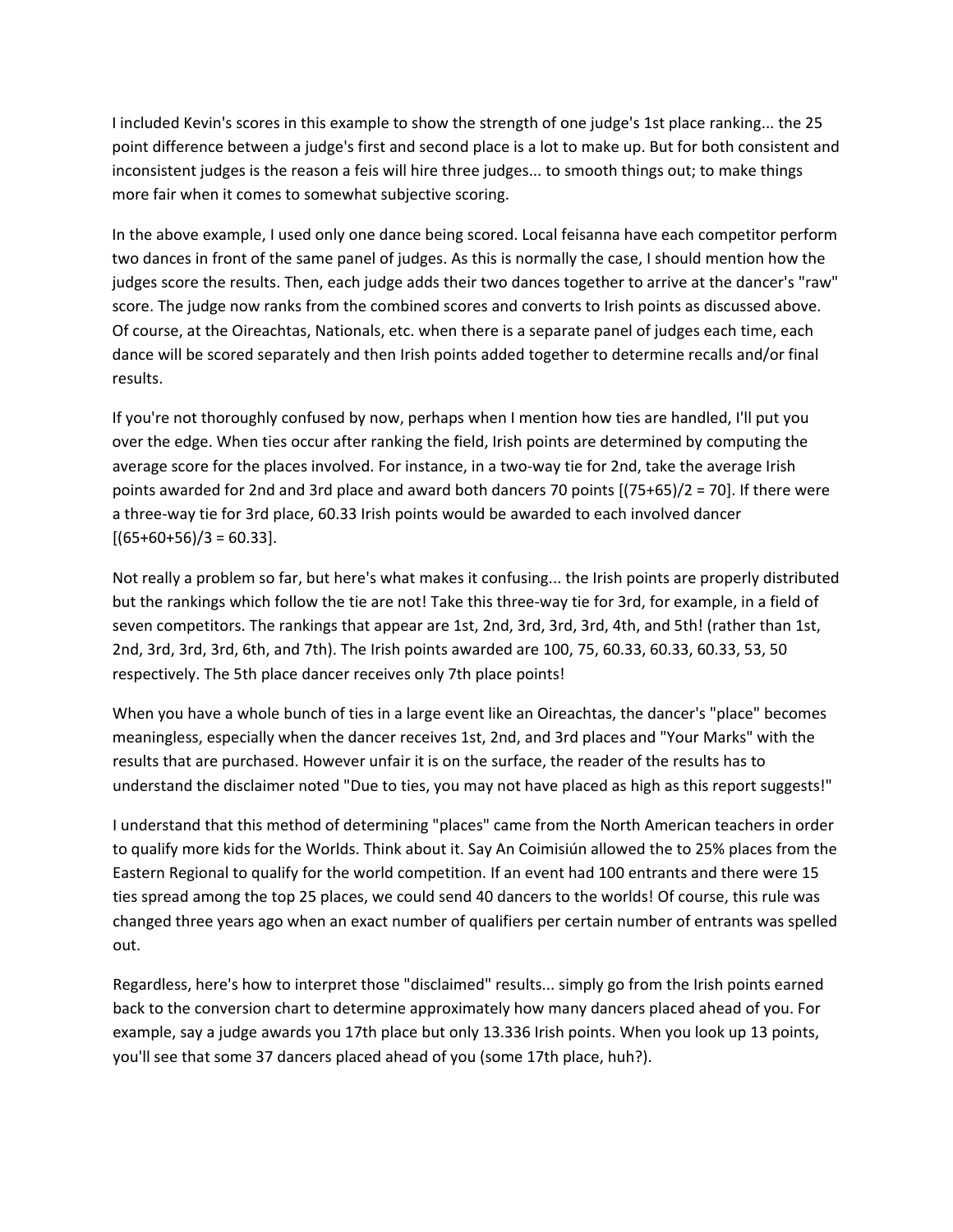I included Kevin's scores in this example to show the strength of one judge's 1st place ranking... the 25 point difference between a judge's first and second place is a lot to make up. But for both consistent and inconsistent judges is the reason a feis will hire three judges... to smooth things out; to make things more fair when it comes to somewhat subjective scoring.

In the above example, I used only one dance being scored. Local feisanna have each competitor perform two dances in front of the same panel of judges. As this is normally the case, I should mention how the judges score the results. Then, each judge adds their two dances together to arrive at the dancer's "raw" score. The judge now ranks from the combined scores and converts to Irish points as discussed above. Of course, at the Oireachtas, Nationals, etc. when there is a separate panel of judges each time, each dance will be scored separately and then Irish points added together to determine recalls and/or final results.

If you're not thoroughly confused by now, perhaps when I mention how ties are handled, I'll put you over the edge. When ties occur after ranking the field, Irish points are determined by computing the average score for the places involved. For instance, in a two-way tie for 2nd, take the average Irish points awarded for 2nd and 3rd place and award both dancers 70 points [(75+65)/2 = 70]. If there were a three-way tie for 3rd place, 60.33 Irish points would be awarded to each involved dancer [(65+60+56)/3 = 60.33].

Not really a problem so far, but here's what makes it confusing... the Irish points are properly distributed but the rankings which follow the tie are not! Take this three-way tie for 3rd, for example, in a field of seven competitors. The rankings that appear are 1st, 2nd, 3rd, 3rd, 3rd, 4th, and 5th! (rather than 1st, 2nd, 3rd, 3rd, 3rd, 6th, and 7th). The Irish points awarded are 100, 75, 60.33, 60.33, 60.33, 53, 50 respectively. The 5th place dancer receives only 7th place points!

When you have a whole bunch of ties in a large event like an Oireachtas, the dancer's "place" becomes meaningless, especially when the dancer receives 1st, 2nd, and 3rd places and "Your Marks" with the results that are purchased. However unfair it is on the surface, the reader of the results has to understand the disclaimer noted "Due to ties, you may not have placed as high as this report suggests!"

I understand that this method of determining "places" came from the North American teachers in order to qualify more kids for the Worlds. Think about it. Say An Coimisiún allowed the to 25% places from the Eastern Regional to qualify for the world competition. If an event had 100 entrants and there were 15 ties spread among the top 25 places, we could send 40 dancers to the worlds! Of course, this rule was changed three years ago when an exact number of qualifiers per certain number of entrants was spelled out.

Regardless, here's how to interpret those "disclaimed" results... simply go from the Irish points earned back to the conversion chart to determine approximately how many dancers placed ahead of you. For example, say a judge awards you 17th place but only 13.336 Irish points. When you look up 13 points, you'll see that some 37 dancers placed ahead of you (some 17th place, huh?).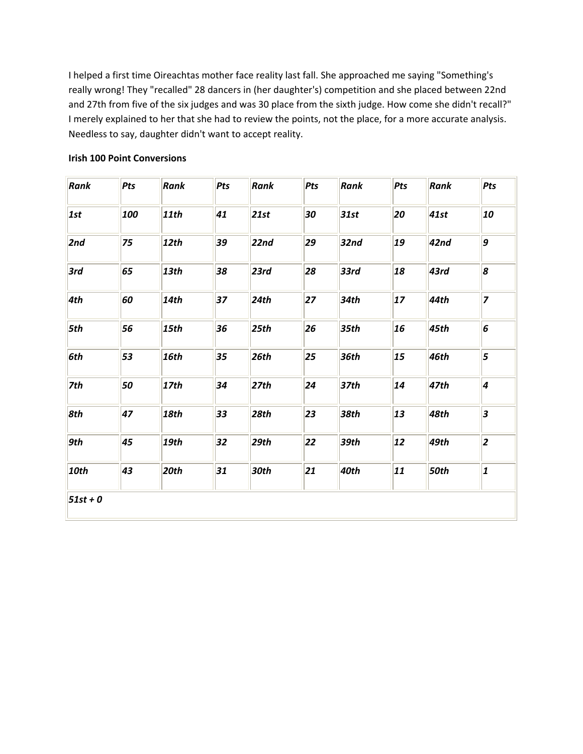I helped a first time Oireachtas mother face reality last fall. She approached me saying "Something's really wrong! They "recalled" 28 dancers in (her daughter's) competition and she placed between 22nd and 27th from five of the six judges and was 30 place from the sixth judge. How come she didn't recall?" I merely explained to her that she had to review the points, not the place, for a more accurate analysis. Needless to say, daughter didn't want to accept reality.

**Irish 100 Point Conversions**

| *Rank* | *Pts* | *Rank* | *Pts* | *Rank* | *Pts* | *Rank* | *Pts* | *Rank* | *Pts* |
|---|---|---|---|---|---|---|---|---|---|
| *1st* | *100* | *11th* | *41* | *21st* | *30* | *31st* | *20* | *41st* | *10* |
| *2nd* | *75* | *12th* | *39* | *22nd* | *29* | *32nd* | *19* | *42nd* | *9* |
| *3rd* | *65* | *13th* | *38* | *23rd* | *28* | *33rd* | *18* | *43rd* | *8* |
| *4th* | *60* | *14th* | *37* | *24th* | *27* | *34th* | *17* | *44th* | *7* |
| *5th* | *56* | *15th* | *36* | *25th* | *26* | *35th* | *16* | *45th* | *6* |
| *6th* | *53* | *16th* | *35* | *26th* | *25* | *36th* | *15* | *46th* | *5* |
| *7th* | *50* | *17th* | *34* | *27th* | *24* | *37th* | *14* | *47th* | *4* |
| *8th* | *47* | *18th* | *33* | *28th* | *23* | *38th* | *13* | *48th* | *3* |
| *9th* | *45* | *19th* | *32* | *29th* | *22* | *39th* | *12* | *49th* | *2* |
| *10th* | *43* | *20th* | *31* | *30th* | *21* | *40th* | *11* | *50th* | *1* |
| *51st + 0* | | | | | | | | | |